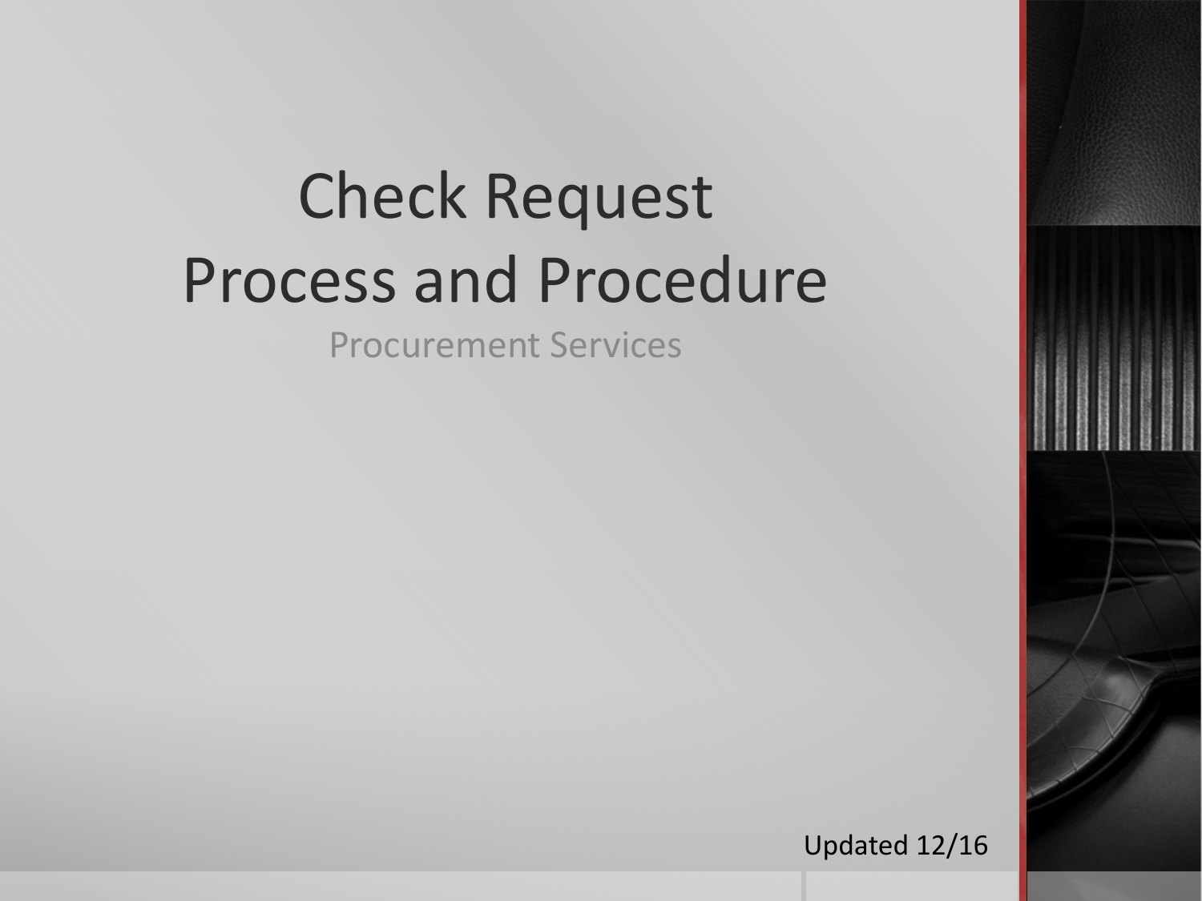# Check Request Process and Procedure

Procurement Services

Updated 12/16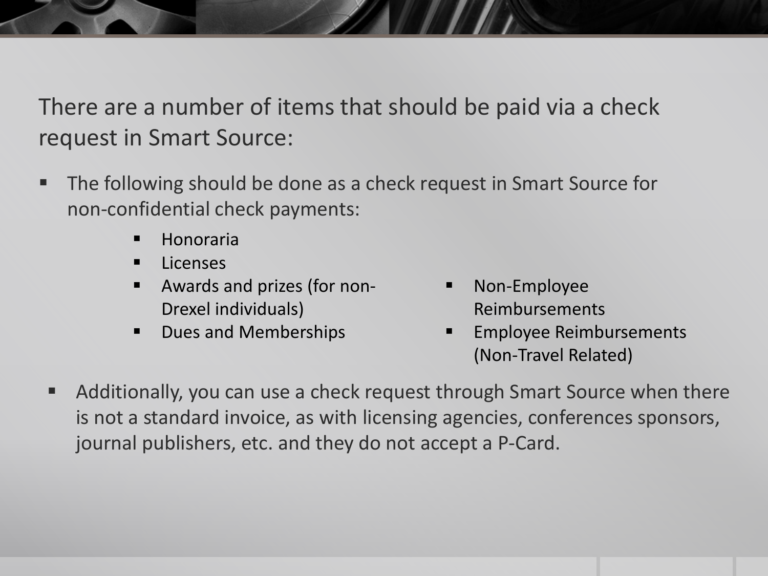There are a number of items that should be paid via a check request in Smart Source:

- The following should be done as a check request in Smart Source for non-confidential check payments:
    - Honoraria
    - Licenses
    - Awards and prizes (for non-Drexel individuals)
    - Dues and Memberships
    - Non-Employee Reimbursements
    - Employee Reimbursements (Non-Travel Related)
- Additionally, you can use a check request through Smart Source when there is not a standard invoice, as with licensing agencies, conferences sponsors, journal publishers, etc. and they do not accept a P-Card.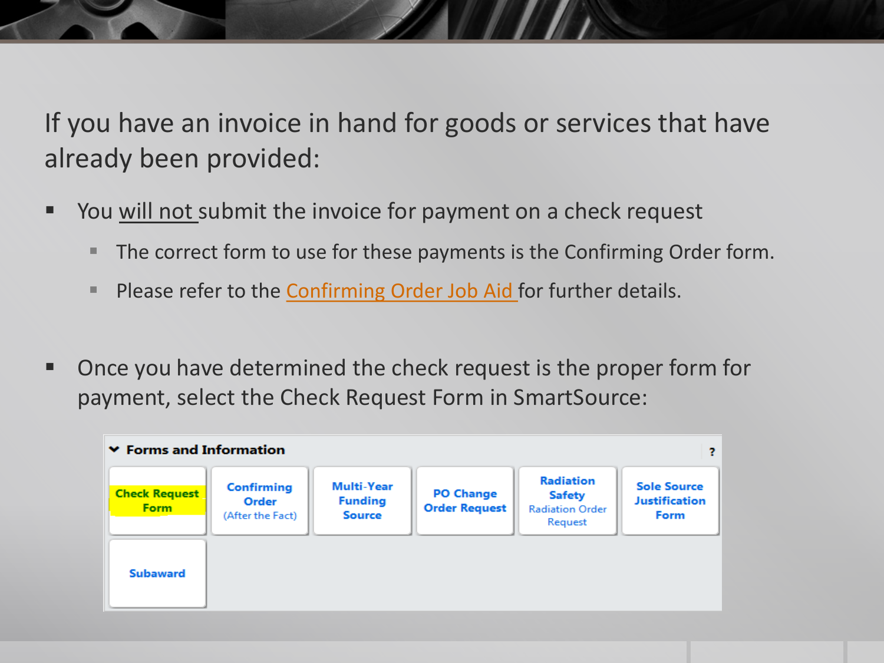If you have an invoice in hand for goods or services that have already been provided:

- You will not submit the invoice for payment on a check request
  - The correct form to use for these payments is the Confirming Order form.
  - Please refer to the Confirming Order Job Aid for further details.
- Once you have determined the check request is the proper form for payment, select the Check Request Form in SmartSource:

**Forms and Information**

| Check Request Form | Confirming Order (After the Fact) | Multi-Year Funding Source | PO Change Order Request | Radiation Safety Radiation Order Request | Sole Source Justification Form |
| --- | --- | --- | --- | --- | --- |
| Subaward | | | | | |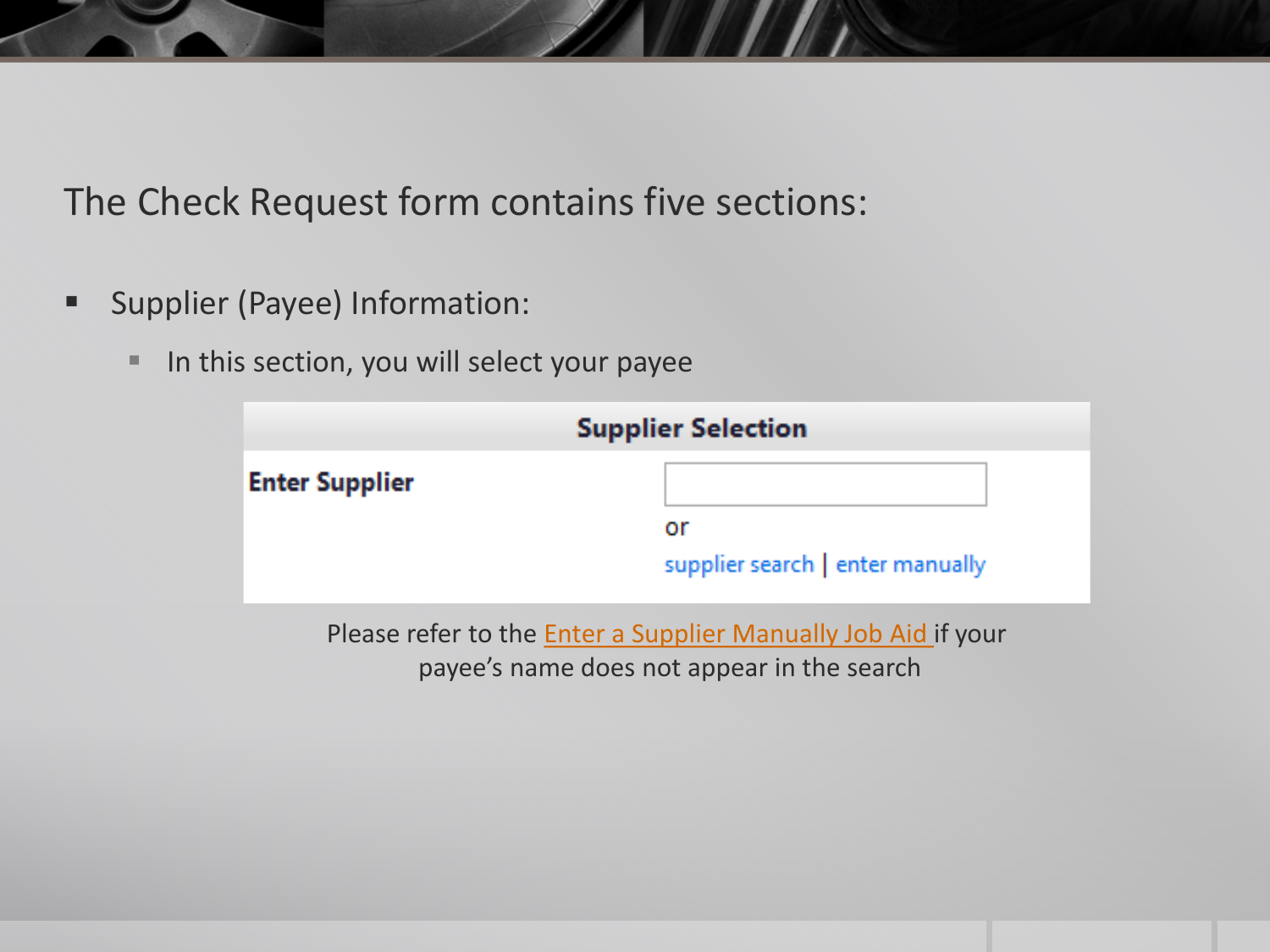# The Check Request form contains five sections:

- Supplier (Payee) Information:
  - In this section, you will select your payee

| Supplier Selection | |
| --- | --- |
| **Enter Supplier** | [ ] or supplier search \| enter manually |

Please refer to the Enter a Supplier Manually Job Aid if your payee's name does not appear in the search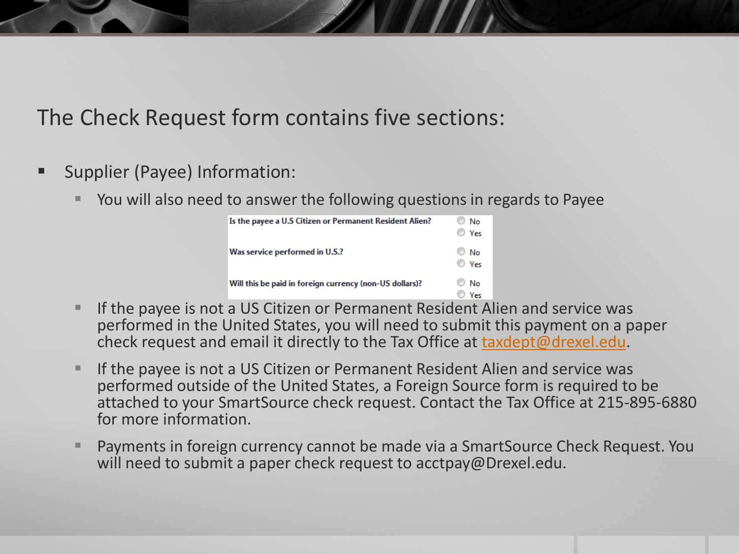# The Check Request form contains five sections:

- Supplier (Payee) Information:
  - You will also need to answer the following questions in regards to Payee

| | |
|---|---|
| **Is the payee a U.S Citizen or Permanent Resident Alien?** | ○ No ○ Yes |
| **Was service performed in U.S.?** | ○ No ○ Yes |
| **Will this be paid in foreign currency (non-US dollars)?** | ○ No ○ Yes |

  - If the payee is not a US Citizen or Permanent Resident Alien and service was performed in the United States, you will need to submit this payment on a paper check request and email it directly to the Tax Office at taxdept@drexel.edu.
  - If the payee is not a US Citizen or Permanent Resident Alien and service was performed outside of the United States, a Foreign Source form is required to be attached to your SmartSource check request. Contact the Tax Office at 215-895-6880 for more information.
  - Payments in foreign currency cannot be made via a SmartSource Check Request. You will need to submit a paper check request to acctpay@Drexel.edu.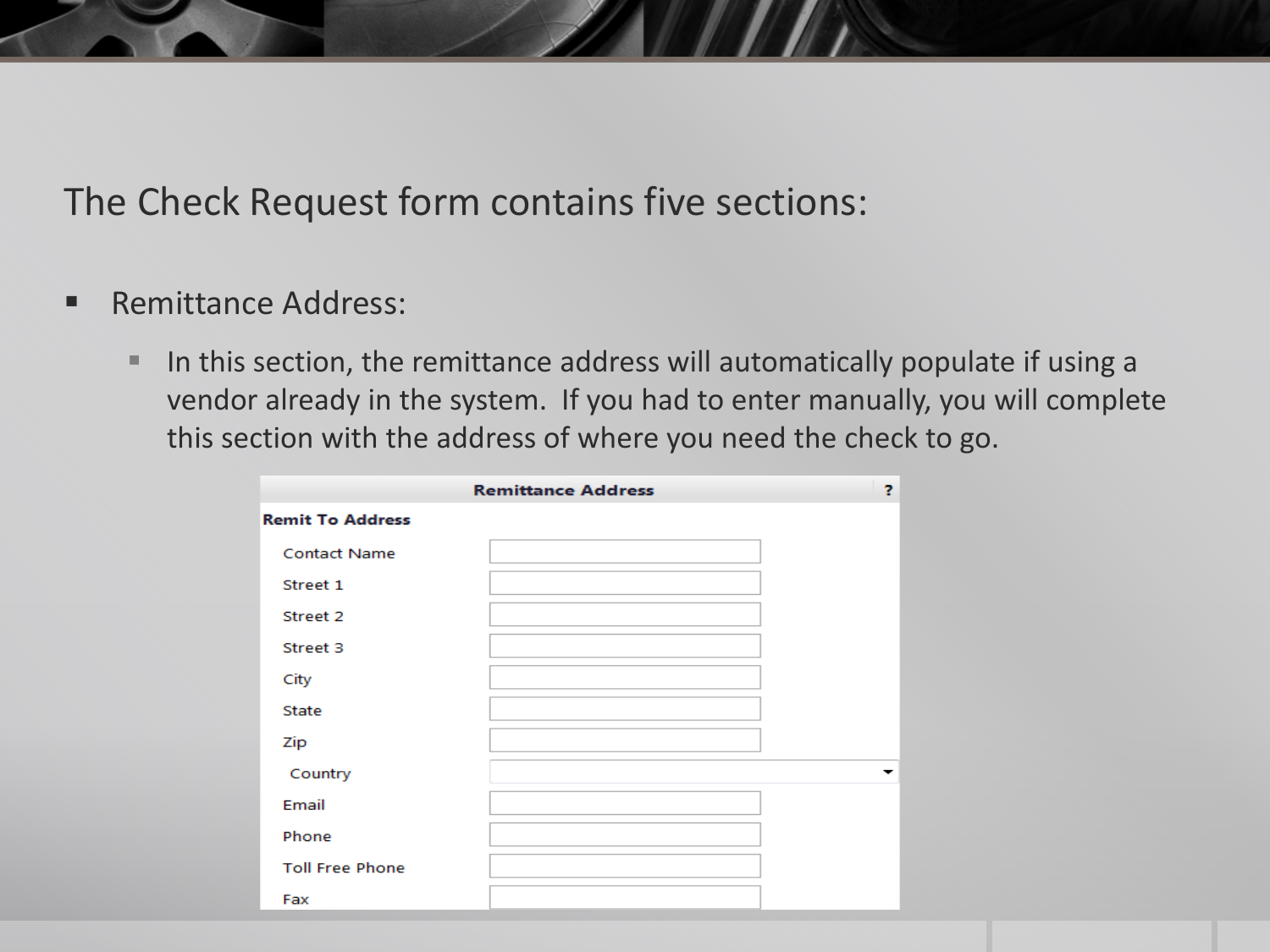The Check Request form contains five sections:

- Remittance Address:
  - In this section, the remittance address will automatically populate if using a vendor already in the system. If you had to enter manually, you will complete this section with the address of where you need the check to go.

| Remittance Address | |
|---|---|
| **Remit To Address** | |
| Contact Name | |
| Street 1 | |
| Street 2 | |
| Street 3 | |
| City | |
| State | |
| Zip | |
| Country | |
| Email | |
| Phone | |
| Toll Free Phone | |
| Fax | |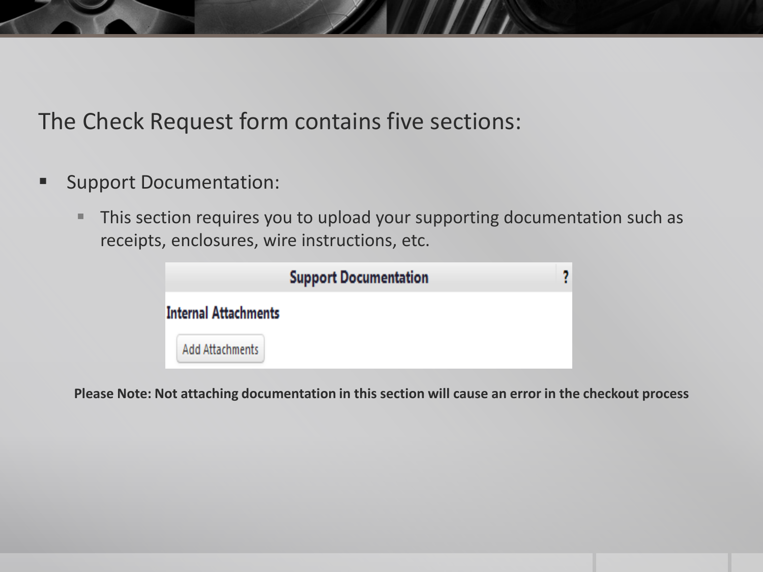The Check Request form contains five sections:

- Support Documentation:
  - This section requires you to upload your supporting documentation such as receipts, enclosures, wire instructions, etc.

| Support Documentation |
|---|
| **Internal Attachments** |
| Add Attachments |

**Please Note: Not attaching documentation in this section will cause an error in the checkout process**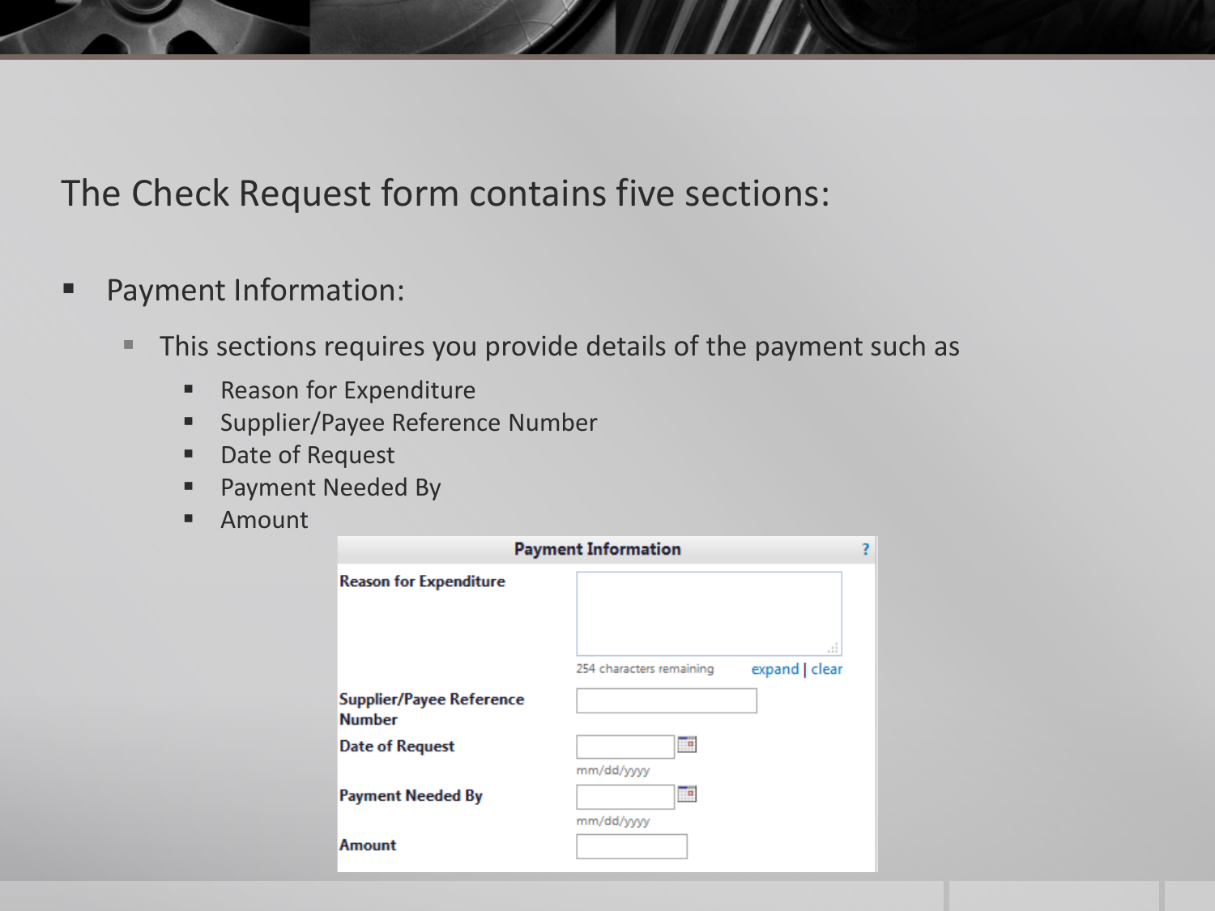# The Check Request form contains five sections:

- Payment Information:
  - This sections requires you provide details of the payment such as
    - Reason for Expenditure
    - Supplier/Payee Reference Number
    - Date of Request
    - Payment Needed By
    - Amount

**Payment Information** ?

| Field | Input |
| --- | --- |
| **Reason for Expenditure** | 254 characters remaining expand \| clear |
| **Supplier/Payee Reference Number** | |
| **Date of Request** | mm/dd/yyyy |
| **Payment Needed By** | mm/dd/yyyy |
| **Amount** | |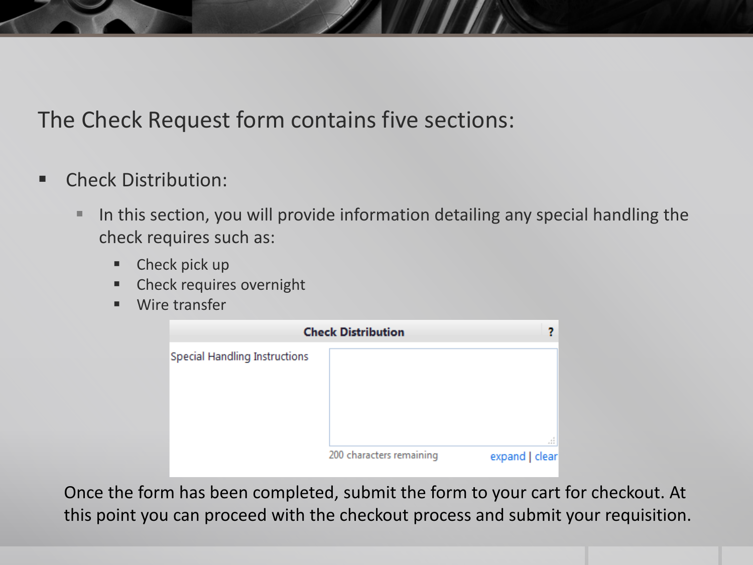The Check Request form contains five sections:

- Check Distribution:
  - In this section, you will provide information detailing any special handling the check requires such as:
    - Check pick up
    - Check requires overnight
    - Wire transfer

**Check Distribution** ?

Special Handling Instructions

200 characters remaining expand | clear

Once the form has been completed, submit the form to your cart for checkout. At this point you can proceed with the checkout process and submit your requisition.